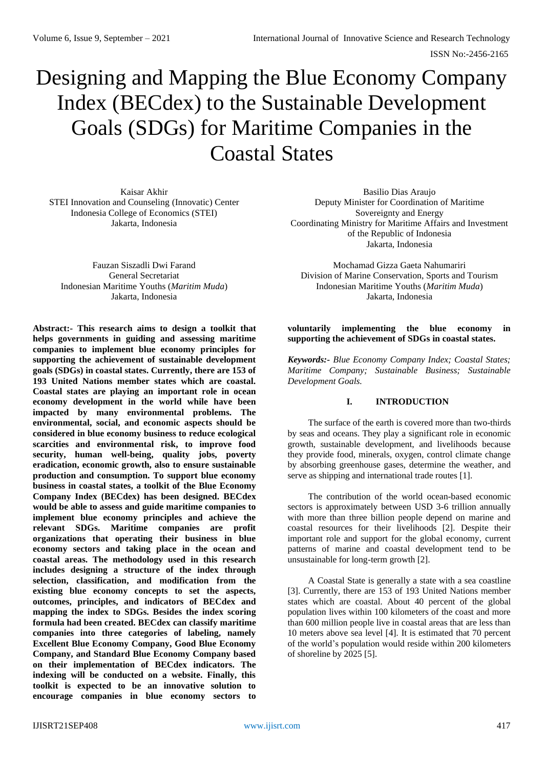# Designing and Mapping the Blue Economy Company Index (BECdex) to the Sustainable Development Goals (SDGs) for Maritime Companies in the Coastal States

Kaisar Akhir
STEI Innovation and Counseling (Innovatic) Center
Indonesia College of Economics (STEI)
Jakarta, Indonesia

Basilio Dias Araujo
Deputy Minister for Coordination of Maritime Sovereignty and Energy
Coordinating Ministry for Maritime Affairs and Investment of the Republic of Indonesia
Jakarta, Indonesia

Fauzan Siszadli Dwi Farand
General Secretariat
Indonesian Maritime Youths (*Maritim Muda*)
Jakarta, Indonesia

Mochamad Gizza Gaeta Nahumariri
Division of Marine Conservation, Sports and Tourism
Indonesian Maritime Youths (*Maritim Muda*)
Jakarta, Indonesia

**Abstract:- This research aims to design a toolkit that helps governments in guiding and assessing maritime companies to implement blue economy principles for supporting the achievement of sustainable development goals (SDGs) in coastal states. Currently, there are 153 of 193 United Nations member states which are coastal. Coastal states are playing an important role in ocean economy development in the world while have been impacted by many environmental problems. The environmental, social, and economic aspects should be considered in blue economy business to reduce ecological scarcities and environmental risk, to improve food security, human well-being, quality jobs, poverty eradication, economic growth, also to ensure sustainable production and consumption. To support blue economy business in coastal states, a toolkit of the Blue Economy Company Index (BECdex) has been designed. BECdex would be able to assess and guide maritime companies to implement blue economy principles and achieve the relevant SDGs. Maritime companies are profit organizations that operating their business in blue economy sectors and taking place in the ocean and coastal areas. The methodology used in this research includes designing a structure of the index through selection, classification, and modification from the existing blue economy concepts to set the aspects, outcomes, principles, and indicators of BECdex and mapping the index to SDGs. Besides the index scoring formula had been created. BECdex can classify maritime companies into three categories of labeling, namely Excellent Blue Economy Company, Good Blue Economy Company, and Standard Blue Economy Company based on their implementation of BECdex indicators. The indexing will be conducted on a website. Finally, this toolkit is expected to be an innovative solution to encourage companies in blue economy sectors to voluntarily implementing the blue economy in supporting the achievement of SDGs in coastal states.**

***Keywords:-*** *Blue Economy Company Index; Coastal States; Maritime Company; Sustainable Business; Sustainable Development Goals.*

## I. INTRODUCTION

The surface of the earth is covered more than two-thirds by seas and oceans. They play a significant role in economic growth, sustainable development, and livelihoods because they provide food, minerals, oxygen, control climate change by absorbing greenhouse gases, determine the weather, and serve as shipping and international trade routes [1].

The contribution of the world ocean-based economic sectors is approximately between USD 3-6 trillion annually with more than three billion people depend on marine and coastal resources for their livelihoods [2]. Despite their important role and support for the global economy, current patterns of marine and coastal development tend to be unsustainable for long-term growth [2].

A Coastal State is generally a state with a sea coastline [3]. Currently, there are 153 of 193 United Nations member states which are coastal. About 40 percent of the global population lives within 100 kilometers of the coast and more than 600 million people live in coastal areas that are less than 10 meters above sea level [4]. It is estimated that 70 percent of the world's population would reside within 200 kilometers of shoreline by 2025 [5].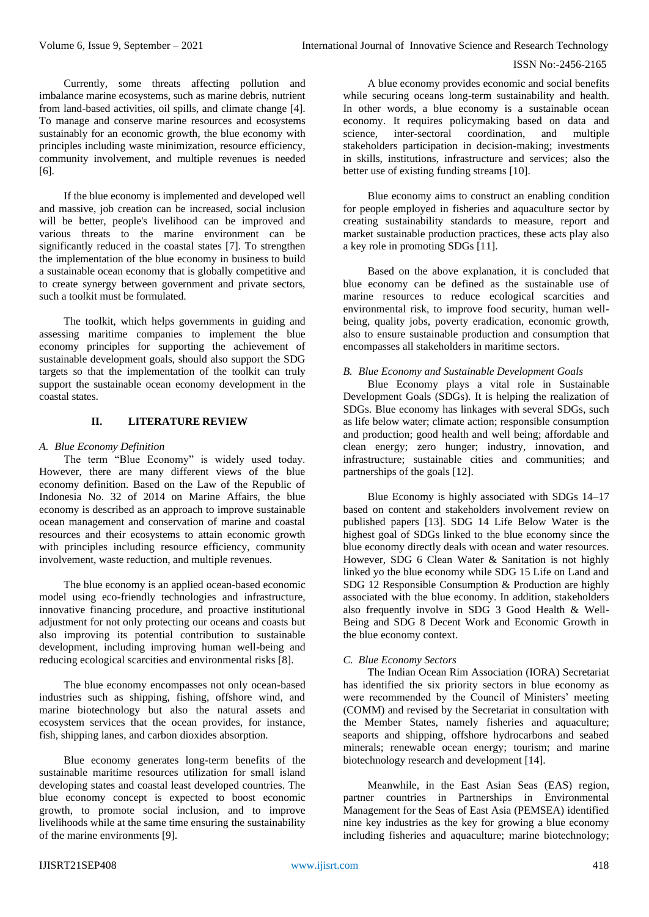Currently, some threats affecting pollution and imbalance marine ecosystems, such as marine debris, nutrient from land-based activities, oil spills, and climate change [4]. To manage and conserve marine resources and ecosystems sustainably for an economic growth, the blue economy with principles including waste minimization, resource efficiency, community involvement, and multiple revenues is needed [6].

If the blue economy is implemented and developed well and massive, job creation can be increased, social inclusion will be better, people's livelihood can be improved and various threats to the marine environment can be significantly reduced in the coastal states [7]. To strengthen the implementation of the blue economy in business to build a sustainable ocean economy that is globally competitive and to create synergy between government and private sectors, such a toolkit must be formulated.

The toolkit, which helps governments in guiding and assessing maritime companies to implement the blue economy principles for supporting the achievement of sustainable development goals, should also support the SDG targets so that the implementation of the toolkit can truly support the sustainable ocean economy development in the coastal states.

## II. LITERATURE REVIEW

### *A. Blue Economy Definition*

The term "Blue Economy" is widely used today. However, there are many different views of the blue economy definition. Based on the Law of the Republic of Indonesia No. 32 of 2014 on Marine Affairs, the blue economy is described as an approach to improve sustainable ocean management and conservation of marine and coastal resources and their ecosystems to attain economic growth with principles including resource efficiency, community involvement, waste reduction, and multiple revenues.

The blue economy is an applied ocean-based economic model using eco-friendly technologies and infrastructure, innovative financing procedure, and proactive institutional adjustment for not only protecting our oceans and coasts but also improving its potential contribution to sustainable development, including improving human well-being and reducing ecological scarcities and environmental risks [8].

The blue economy encompasses not only ocean-based industries such as shipping, fishing, offshore wind, and marine biotechnology but also the natural assets and ecosystem services that the ocean provides, for instance, fish, shipping lanes, and carbon dioxides absorption.

Blue economy generates long-term benefits of the sustainable maritime resources utilization for small island developing states and coastal least developed countries. The blue economy concept is expected to boost economic growth, to promote social inclusion, and to improve livelihoods while at the same time ensuring the sustainability of the marine environments [9].

A blue economy provides economic and social benefits while securing oceans long-term sustainability and health. In other words, a blue economy is a sustainable ocean economy. It requires policymaking based on data and science, inter-sectoral coordination, and multiple stakeholders participation in decision-making; investments in skills, institutions, infrastructure and services; also the better use of existing funding streams [10].

Blue economy aims to construct an enabling condition for people employed in fisheries and aquaculture sector by creating sustainability standards to measure, report and market sustainable production practices, these acts play also a key role in promoting SDGs [11].

Based on the above explanation, it is concluded that blue economy can be defined as the sustainable use of marine resources to reduce ecological scarcities and environmental risk, to improve food security, human well-being, quality jobs, poverty eradication, economic growth, also to ensure sustainable production and consumption that encompasses all stakeholders in maritime sectors.

### *B. Blue Economy and Sustainable Development Goals*

Blue Economy plays a vital role in Sustainable Development Goals (SDGs). It is helping the realization of SDGs. Blue economy has linkages with several SDGs, such as life below water; climate action; responsible consumption and production; good health and well being; affordable and clean energy; zero hunger; industry, innovation, and infrastructure; sustainable cities and communities; and partnerships of the goals [12].

Blue Economy is highly associated with SDGs 14–17 based on content and stakeholders involvement review on published papers [13]. SDG 14 Life Below Water is the highest goal of SDGs linked to the blue economy since the blue economy directly deals with ocean and water resources. However, SDG 6 Clean Water & Sanitation is not highly linked yo the blue economy while SDG 15 Life on Land and SDG 12 Responsible Consumption & Production are highly associated with the blue economy. In addition, stakeholders also frequently involve in SDG 3 Good Health & Well-Being and SDG 8 Decent Work and Economic Growth in the blue economy context.

### *C. Blue Economy Sectors*

The Indian Ocean Rim Association (IORA) Secretariat has identified the six priority sectors in blue economy as were recommended by the Council of Ministers' meeting (COMM) and revised by the Secretariat in consultation with the Member States, namely fisheries and aquaculture; seaports and shipping, offshore hydrocarbons and seabed minerals; renewable ocean energy; tourism; and marine biotechnology research and development [14].

Meanwhile, in the East Asian Seas (EAS) region, partner countries in Partnerships in Environmental Management for the Seas of East Asia (PEMSEA) identified nine key industries as the key for growing a blue economy including fisheries and aquaculture; marine biotechnology;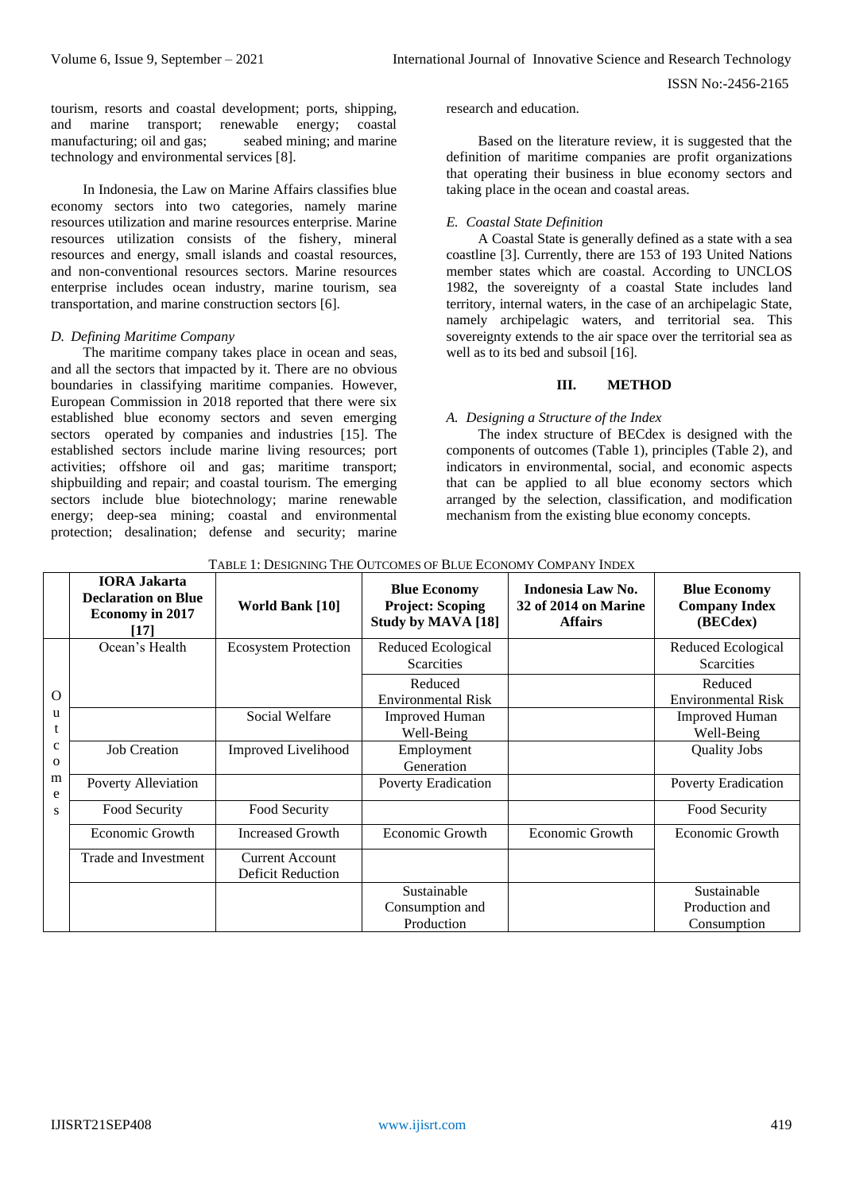tourism, resorts and coastal development; ports, shipping, and marine transport; renewable energy; coastal manufacturing; oil and gas; seabed mining; and marine technology and environmental services [8].

In Indonesia, the Law on Marine Affairs classifies blue economy sectors into two categories, namely marine resources utilization and marine resources enterprise. Marine resources utilization consists of the fishery, mineral resources and energy, small islands and coastal resources, and non-conventional resources sectors. Marine resources enterprise includes ocean industry, marine tourism, sea transportation, and marine construction sectors [6].

### *D. Defining Maritime Company*

The maritime company takes place in ocean and seas, and all the sectors that impacted by it. There are no obvious boundaries in classifying maritime companies. However, European Commission in 2018 reported that there were six established blue economy sectors and seven emerging sectors operated by companies and industries [15]. The established sectors include marine living resources; port activities; offshore oil and gas; maritime transport; shipbuilding and repair; and coastal tourism. The emerging sectors include blue biotechnology; marine renewable energy; deep-sea mining; coastal and environmental protection; desalination; defense and security; marine research and education.

Based on the literature review, it is suggested that the definition of maritime companies are profit organizations that operating their business in blue economy sectors and taking place in the ocean and coastal areas.

### *E. Coastal State Definition*

A Coastal State is generally defined as a state with a sea coastline [3]. Currently, there are 153 of 193 United Nations member states which are coastal. According to UNCLOS 1982, the sovereignty of a coastal State includes land territory, internal waters, in the case of an archipelagic State, namely archipelagic waters, and territorial sea. This sovereignty extends to the air space over the territorial sea as well as to its bed and subsoil [16].

## III. METHOD

### *A. Designing a Structure of the Index*

The index structure of BECdex is designed with the components of outcomes (Table 1), principles (Table 2), and indicators in environmental, social, and economic aspects that can be applied to all blue economy sectors which arranged by the selection, classification, and modification mechanism from the existing blue economy concepts.

TABLE 1: DESIGNING THE OUTCOMES OF BLUE ECONOMY COMPANY INDEX

| | **IORA Jakarta Declaration on Blue Economy in 2017 [17]** | **World Bank [10]** | **Blue Economy Project: Scoping Study by MAVA [18]** | **Indonesia Law No. 32 of 2014 on Marine Affairs** | **Blue Economy Company Index (BECdex)** |
|---|---|---|---|---|---|
| Outcomes | Ocean's Health | Ecosystem Protection | Reduced Ecological Scarcities | | Reduced Ecological Scarcities |
| | | | Reduced Environmental Risk | | Reduced Environmental Risk |
| | | Social Welfare | Improved Human Well-Being | | Improved Human Well-Being |
| | Job Creation | Improved Livelihood | Employment Generation | | Quality Jobs |
| | Poverty Alleviation | | Poverty Eradication | | Poverty Eradication |
| | Food Security | Food Security | | | Food Security |
| | Economic Growth | Increased Growth | Economic Growth | Economic Growth | Economic Growth |
| | Trade and Investment | Current Account Deficit Reduction | | | |
| | | | Sustainable Consumption and Production | | Sustainable Production and Consumption |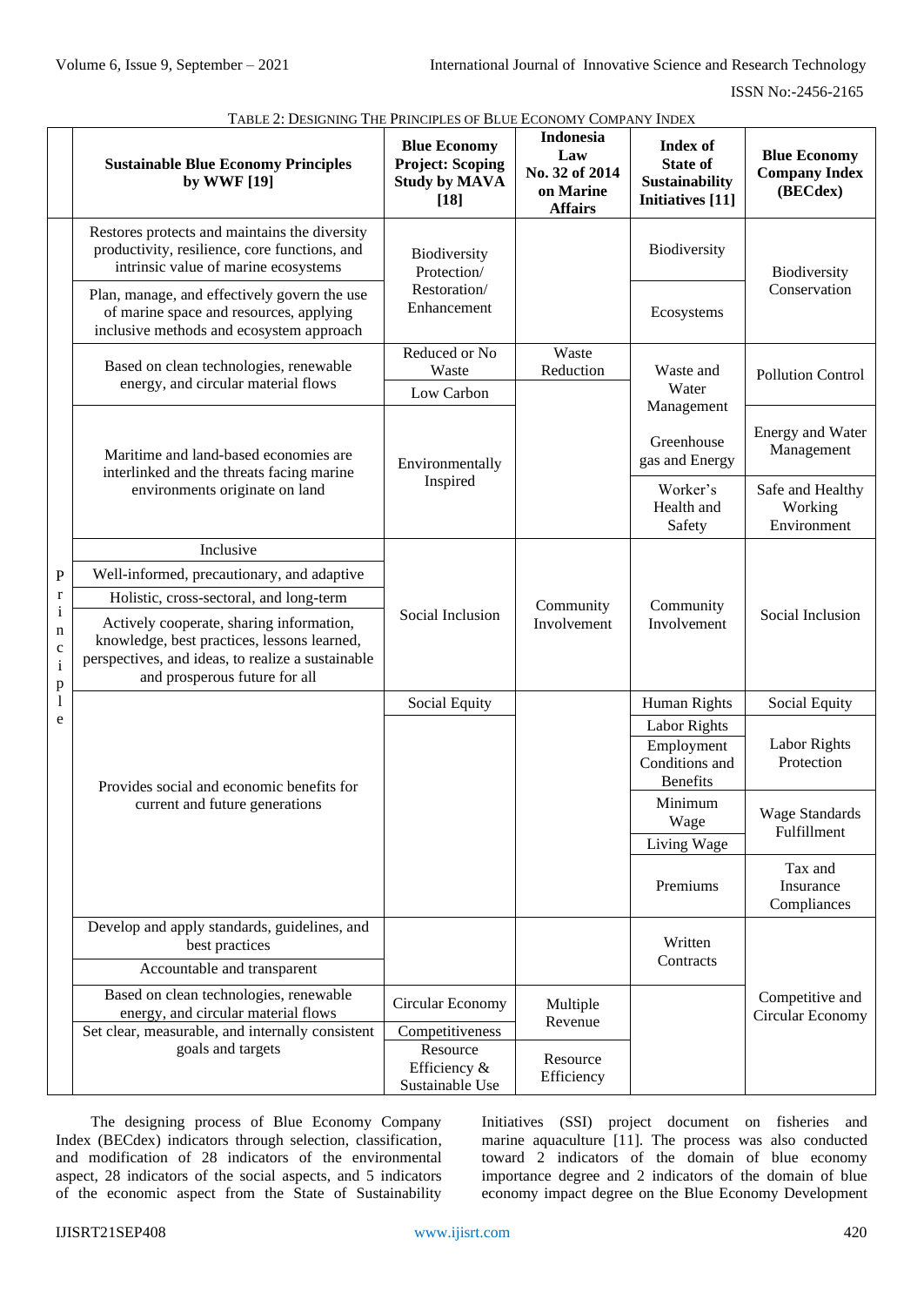TABLE 2: DESIGNING THE PRINCIPLES OF BLUE ECONOMY COMPANY INDEX

| | Sustainable Blue Economy Principles by WWF [19] | Blue Economy Project: Scoping Study by MAVA [18] | Indonesia Law No. 32 of 2014 on Marine Affairs | Index of State of Sustainability Initiatives [11] | Blue Economy Company Index (BECdex) |
|---|---|---|---|---|---|
| Principle | Restores protects and maintains the diversity productivity, resilience, core functions, and intrinsic value of marine ecosystems | Biodiversity Protection/ Restoration/ Enhancement | | Biodiversity | Biodiversity Conservation |
| | Plan, manage, and effectively govern the use of marine space and resources, applying inclusive methods and ecosystem approach | | | Ecosystems | |
| | Based on clean technologies, renewable energy, and circular material flows | Reduced or No Waste | Waste Reduction | Waste and Water Management | Pollution Control |
| | | Low Carbon | | | |
| | Maritime and land-based economies are interlinked and the threats facing marine environments originate on land | Environmentally Inspired | | Greenhouse gas and Energy | Energy and Water Management |
| | | | | Worker's Health and Safety | Safe and Healthy Working Environment |
| | Inclusive | Social Inclusion | Community Involvement | Community Involvement | Social Inclusion |
| | Well-informed, precautionary, and adaptive | | | | |
| | Holistic, cross-sectoral, and long-term | | | | |
| | Actively cooperate, sharing information, knowledge, best practices, lessons learned, perspectives, and ideas, to realize a sustainable and prosperous future for all | | | | |
| | Provides social and economic benefits for current and future generations | Social Equity | | Human Rights | Social Equity |
| | | | | Labor Rights | Labor Rights Protection |
| | | | | Employment Conditions and Benefits | |
| | | | | Minimum Wage | Wage Standards Fulfillment |
| | | | | Living Wage | |
| | | | | Premiums | Tax and Insurance Compliances |
| | Develop and apply standards, guidelines, and best practices | | | Written Contracts | Competitive and Circular Economy |
| | Accountable and transparent | | | | |
| | Based on clean technologies, renewable energy, and circular material flows | Circular Economy | Multiple Revenue | | |
| | Set clear, measurable, and internally consistent goals and targets | Competitiveness | | | |
| | | Resource Efficiency & Sustainable Use | Resource Efficiency | | |

The designing process of Blue Economy Company Index (BECdex) indicators through selection, classification, and modification of 28 indicators of the environmental aspect, 28 indicators of the social aspects, and 5 indicators of the economic aspect from the State of Sustainability Initiatives (SSI) project document on fisheries and marine aquaculture [11]. The process was also conducted toward 2 indicators of the domain of blue economy importance degree and 2 indicators of the domain of blue economy impact degree on the Blue Economy Development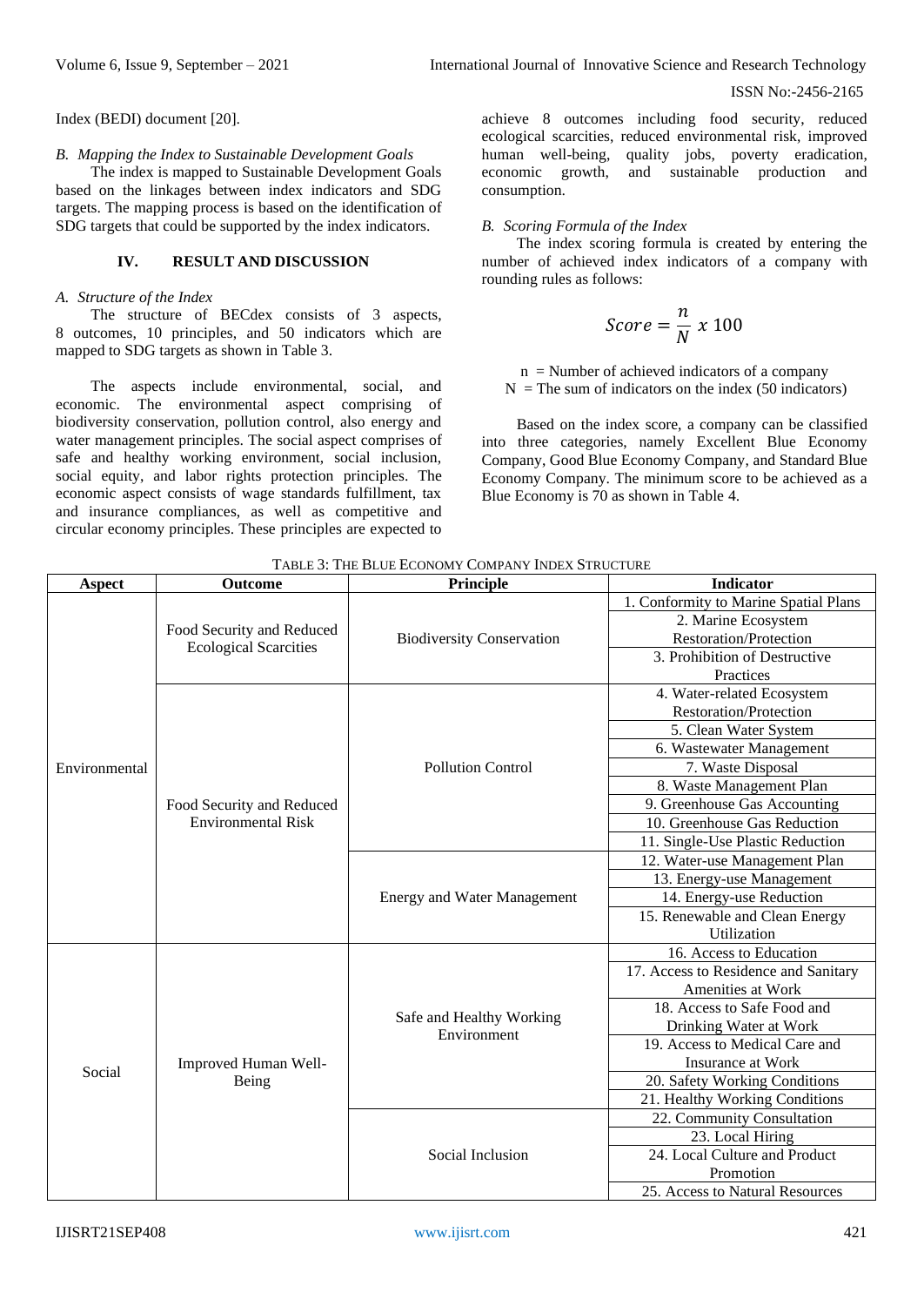Index (BEDI) document [20].

*B. Mapping the Index to Sustainable Development Goals*

The index is mapped to Sustainable Development Goals based on the linkages between index indicators and SDG targets. The mapping process is based on the identification of SDG targets that could be supported by the index indicators.

## IV. RESULT AND DISCUSSION

*A. Structure of the Index*

The structure of BECdex consists of 3 aspects, 8 outcomes, 10 principles, and 50 indicators which are mapped to SDG targets as shown in Table 3.

The aspects include environmental, social, and economic. The environmental aspect comprising of biodiversity conservation, pollution control, also energy and water management principles. The social aspect comprises of safe and healthy working environment, social inclusion, social equity, and labor rights protection principles. The economic aspect consists of wage standards fulfillment, tax and insurance compliances, as well as competitive and circular economy principles. These principles are expected to achieve 8 outcomes including food security, reduced ecological scarcities, reduced environmental risk, improved human well-being, quality jobs, poverty eradication, economic growth, and sustainable production and consumption.

*B. Scoring Formula of the Index*

The index scoring formula is created by entering the number of achieved index indicators of a company with rounding rules as follows:

$$Score = \frac{n}{N} \times 100$$

n = Number of achieved indicators of a company
N = The sum of indicators on the index (50 indicators)

Based on the index score, a company can be classified into three categories, namely Excellent Blue Economy Company, Good Blue Economy Company, and Standard Blue Economy Company. The minimum score to be achieved as a Blue Economy is 70 as shown in Table 4.

TABLE 3: THE BLUE ECONOMY COMPANY INDEX STRUCTURE

| Aspect | Outcome | Principle | Indicator |
|---|---|---|---|
| Environmental | Food Security and Reduced Ecological Scarcities | Biodiversity Conservation | 1. Conformity to Marine Spatial Plans |
| | | | 2. Marine Ecosystem Restoration/Protection |
| | | | 3. Prohibition of Destructive Practices |
| | Food Security and Reduced Environmental Risk | Pollution Control | 4. Water-related Ecosystem Restoration/Protection |
| | | | 5. Clean Water System |
| | | | 6. Wastewater Management |
| | | | 7. Waste Disposal |
| | | | 8. Waste Management Plan |
| | | | 9. Greenhouse Gas Accounting |
| | | | 10. Greenhouse Gas Reduction |
| | | | 11. Single-Use Plastic Reduction |
| | | Energy and Water Management | 12. Water-use Management Plan |
| | | | 13. Energy-use Management |
| | | | 14. Energy-use Reduction |
| | | | 15. Renewable and Clean Energy Utilization |
| Social | Improved Human Well-Being | Safe and Healthy Working Environment | 16. Access to Education |
| | | | 17. Access to Residence and Sanitary Amenities at Work |
| | | | 18. Access to Safe Food and Drinking Water at Work |
| | | | 19. Access to Medical Care and Insurance at Work |
| | | | 20. Safety Working Conditions |
| | | | 21. Healthy Working Conditions |
| | | Social Inclusion | 22. Community Consultation |
| | | | 23. Local Hiring |
| | | | 24. Local Culture and Product Promotion |
| | | | 25. Access to Natural Resources |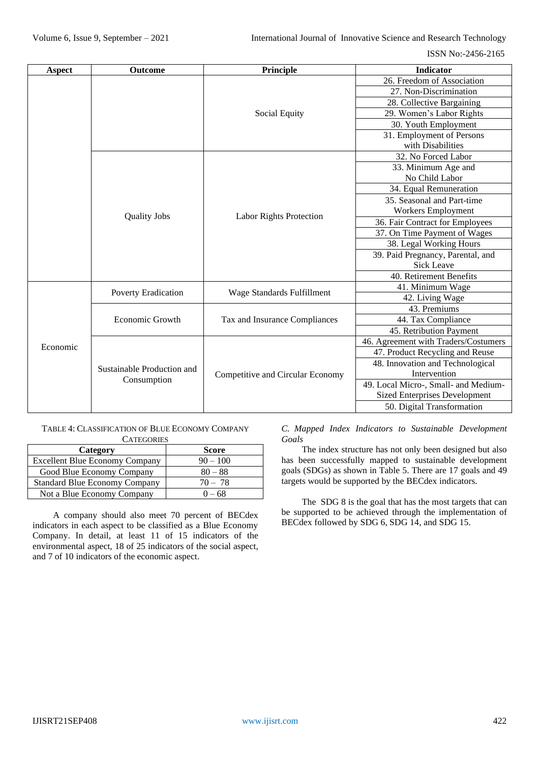| Aspect | Outcome | Principle | Indicator |
|---|---|---|---|
| | | Social Equity | 26. Freedom of Association |
| | | | 27. Non-Discrimination |
| | | | 28. Collective Bargaining |
| | | | 29. Women's Labor Rights |
| | | | 30. Youth Employment |
| | | | 31. Employment of Persons with Disabilities |
| | Quality Jobs | Labor Rights Protection | 32. No Forced Labor |
| | | | 33. Minimum Age and No Child Labor |
| | | | 34. Equal Remuneration |
| | | | 35. Seasonal and Part-time Workers Employment |
| | | | 36. Fair Contract for Employees |
| | | | 37. On Time Payment of Wages |
| | | | 38. Legal Working Hours |
| | | | 39. Paid Pregnancy, Parental, and Sick Leave |
| | | | 40. Retirement Benefits |
| Economic | Poverty Eradication | Wage Standards Fulfillment | 41. Minimum Wage |
| | | | 42. Living Wage |
| | Economic Growth | Tax and Insurance Compliances | 43. Premiums |
| | | | 44. Tax Compliance |
| | | | 45. Retribution Payment |
| | Sustainable Production and Consumption | Competitive and Circular Economy | 46. Agreement with Traders/Costumers |
| | | | 47. Product Recycling and Reuse |
| | | | 48. Innovation and Technological Intervention |
| | | | 49. Local Micro-, Small- and Medium-Sized Enterprises Development |
| | | | 50. Digital Transformation |

TABLE 4: CLASSIFICATION OF BLUE ECONOMY COMPANY CATEGORIES

| Category | Score |
|---|---|
| Excellent Blue Economy Company | 90 – 100 |
| Good Blue Economy Company | 80 – 88 |
| Standard Blue Economy Company | 70 – 78 |
| Not a Blue Economy Company | 0 – 68 |

A company should also meet 70 percent of BECdex indicators in each aspect to be classified as a Blue Economy Company. In detail, at least 11 of 15 indicators of the environmental aspect, 18 of 25 indicators of the social aspect, and 7 of 10 indicators of the economic aspect.

### *C. Mapped Index Indicators to Sustainable Development Goals*

The index structure has not only been designed but also has been successfully mapped to sustainable development goals (SDGs) as shown in Table 5. There are 17 goals and 49 targets would be supported by the BECdex indicators.

The SDG 8 is the goal that has the most targets that can be supported to be achieved through the implementation of BECdex followed by SDG 6, SDG 14, and SDG 15.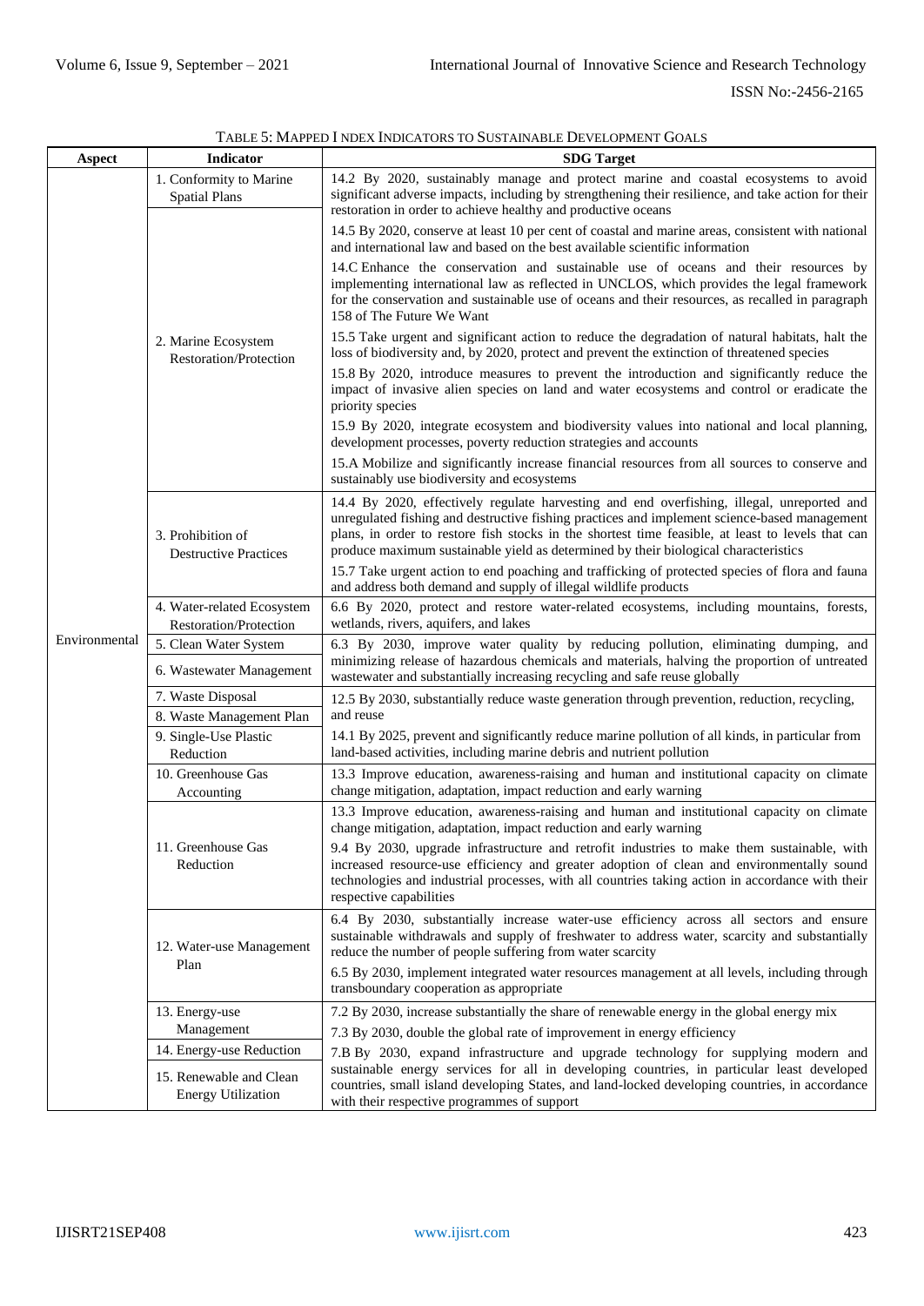TABLE 5: MAPPED INDEX INDICATORS TO SUSTAINABLE DEVELOPMENT GOALS

| Aspect | Indicator | SDG Target |
|---|---|---|
| Environmental | 1. Conformity to Marine Spatial Plans | 14.2 By 2020, sustainably manage and protect marine and coastal ecosystems to avoid significant adverse impacts, including by strengthening their resilience, and take action for their restoration in order to achieve healthy and productive oceans |
| | 2. Marine Ecosystem Restoration/Protection | 14.5 By 2020, conserve at least 10 per cent of coastal and marine areas, consistent with national and international law and based on the best available scientific information |
| | | 14.C Enhance the conservation and sustainable use of oceans and their resources by implementing international law as reflected in UNCLOS, which provides the legal framework for the conservation and sustainable use of oceans and their resources, as recalled in paragraph 158 of The Future We Want |
| | | 15.5 Take urgent and significant action to reduce the degradation of natural habitats, halt the loss of biodiversity and, by 2020, protect and prevent the extinction of threatened species |
| | | 15.8 By 2020, introduce measures to prevent the introduction and significantly reduce the impact of invasive alien species on land and water ecosystems and control or eradicate the priority species |
| | | 15.9 By 2020, integrate ecosystem and biodiversity values into national and local planning, development processes, poverty reduction strategies and accounts |
| | | 15.A Mobilize and significantly increase financial resources from all sources to conserve and sustainably use biodiversity and ecosystems |
| | 3. Prohibition of Destructive Practices | 14.4 By 2020, effectively regulate harvesting and end overfishing, illegal, unreported and unregulated fishing and destructive fishing practices and implement science-based management plans, in order to restore fish stocks in the shortest time feasible, at least to levels that can produce maximum sustainable yield as determined by their biological characteristics |
| | | 15.7 Take urgent action to end poaching and trafficking of protected species of flora and fauna and address both demand and supply of illegal wildlife products |
| | 4. Water-related Ecosystem Restoration/Protection | 6.6 By 2020, protect and restore water-related ecosystems, including mountains, forests, wetlands, rivers, aquifers, and lakes |
| | 5. Clean Water System | 6.3 By 2030, improve water quality by reducing pollution, eliminating dumping, and minimizing release of hazardous chemicals and materials, halving the proportion of untreated wastewater and substantially increasing recycling and safe reuse globally |
| | 6. Wastewater Management | |
| | 7. Waste Disposal | 12.5 By 2030, substantially reduce waste generation through prevention, reduction, recycling, and reuse |
| | 8. Waste Management Plan | |
| | 9. Single-Use Plastic Reduction | 14.1 By 2025, prevent and significantly reduce marine pollution of all kinds, in particular from land-based activities, including marine debris and nutrient pollution |
| | 10. Greenhouse Gas Accounting | 13.3 Improve education, awareness-raising and human and institutional capacity on climate change mitigation, adaptation, impact reduction and early warning |
| | 11. Greenhouse Gas Reduction | 13.3 Improve education, awareness-raising and human and institutional capacity on climate change mitigation, adaptation, impact reduction and early warning |
| | | 9.4 By 2030, upgrade infrastructure and retrofit industries to make them sustainable, with increased resource-use efficiency and greater adoption of clean and environmentally sound technologies and industrial processes, with all countries taking action in accordance with their respective capabilities |
| | 12. Water-use Management Plan | 6.4 By 2030, substantially increase water-use efficiency across all sectors and ensure sustainable withdrawals and supply of freshwater to address water, scarcity and substantially reduce the number of people suffering from water scarcity |
| | | 6.5 By 2030, implement integrated water resources management at all levels, including through transboundary cooperation as appropriate |
| | 13. Energy-use Management | 7.2 By 2030, increase substantially the share of renewable energy in the global energy mix |
| | | 7.3 By 2030, double the global rate of improvement in energy efficiency |
| | 14. Energy-use Reduction | 7.B By 2030, expand infrastructure and upgrade technology for supplying modern and sustainable energy services for all in developing countries, in particular least developed countries, small island developing States, and land-locked developing countries, in accordance with their respective programmes of support |
| | 15. Renewable and Clean Energy Utilization | |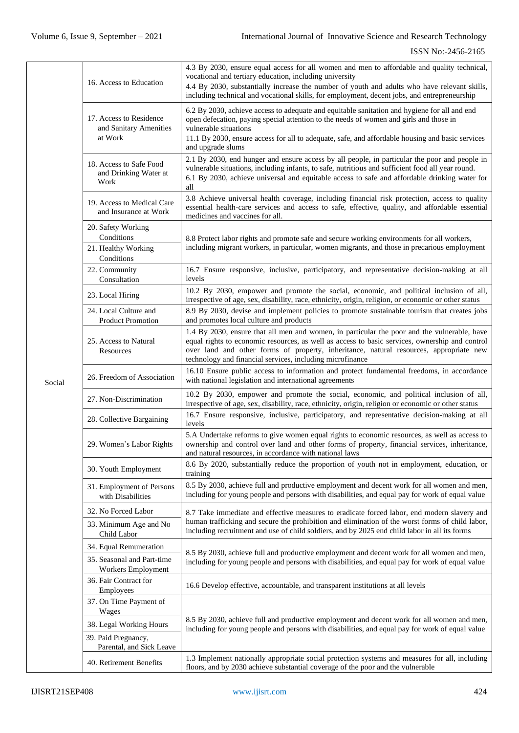| | | |
|---|---|---|
| Social | 16. Access to Education | 4.3 By 2030, ensure equal access for all women and men to affordable and quality technical, vocational and tertiary education, including university<br>4.4 By 2030, substantially increase the number of youth and adults who have relevant skills, including technical and vocational skills, for employment, decent jobs, and entrepreneurship |
| | 17. Access to Residence and Sanitary Amenities at Work | 6.2 By 2030, achieve access to adequate and equitable sanitation and hygiene for all and end open defecation, paying special attention to the needs of women and girls and those in vulnerable situations<br>11.1 By 2030, ensure access for all to adequate, safe, and affordable housing and basic services and upgrade slums |
| | 18. Access to Safe Food and Drinking Water at Work | 2.1 By 2030, end hunger and ensure access by all people, in particular the poor and people in vulnerable situations, including infants, to safe, nutritious and sufficient food all year round.<br>6.1 By 2030, achieve universal and equitable access to safe and affordable drinking water for all |
| | 19. Access to Medical Care and Insurance at Work | 3.8 Achieve universal health coverage, including financial risk protection, access to quality essential health-care services and access to safe, effective, quality, and affordable essential medicines and vaccines for all. |
| | 20. Safety Working Conditions | 8.8 Protect labor rights and promote safe and secure working environments for all workers, including migrant workers, in particular, women migrants, and those in precarious employment |
| | 21. Healthy Working Conditions | |
| | 22. Community Consultation | 16.7 Ensure responsive, inclusive, participatory, and representative decision-making at all levels |
| | 23. Local Hiring | 10.2 By 2030, empower and promote the social, economic, and political inclusion of all, irrespective of age, sex, disability, race, ethnicity, origin, religion, or economic or other status |
| | 24. Local Culture and Product Promotion | 8.9 By 2030, devise and implement policies to promote sustainable tourism that creates jobs and promotes local culture and products |
| | 25. Access to Natural Resources | 1.4 By 2030, ensure that all men and women, in particular the poor and the vulnerable, have equal rights to economic resources, as well as access to basic services, ownership and control over land and other forms of property, inheritance, natural resources, appropriate new technology and financial services, including microfinance |
| | 26. Freedom of Association | 16.10 Ensure public access to information and protect fundamental freedoms, in accordance with national legislation and international agreements |
| | 27. Non-Discrimination | 10.2 By 2030, empower and promote the social, economic, and political inclusion of all, irrespective of age, sex, disability, race, ethnicity, origin, religion or economic or other status |
| | 28. Collective Bargaining | 16.7 Ensure responsive, inclusive, participatory, and representative decision-making at all levels |
| | 29. Women's Labor Rights | 5.A Undertake reforms to give women equal rights to economic resources, as well as access to ownership and control over land and other forms of property, financial services, inheritance, and natural resources, in accordance with national laws |
| | 30. Youth Employment | 8.6 By 2020, substantially reduce the proportion of youth not in employment, education, or training |
| | 31. Employment of Persons with Disabilities | 8.5 By 2030, achieve full and productive employment and decent work for all women and men, including for young people and persons with disabilities, and equal pay for work of equal value |
| | 32. No Forced Labor | 8.7 Take immediate and effective measures to eradicate forced labor, end modern slavery and human trafficking and secure the prohibition and elimination of the worst forms of child labor, including recruitment and use of child soldiers, and by 2025 end child labor in all its forms |
| | 33. Minimum Age and No Child Labor | |
| | 34. Equal Remuneration | 8.5 By 2030, achieve full and productive employment and decent work for all women and men, including for young people and persons with disabilities, and equal pay for work of equal value |
| | 35. Seasonal and Part-time Workers Employment | |
| | 36. Fair Contract for Employees | 16.6 Develop effective, accountable, and transparent institutions at all levels |
| | 37. On Time Payment of Wages | 8.5 By 2030, achieve full and productive employment and decent work for all women and men, including for young people and persons with disabilities, and equal pay for work of equal value |
| | 38. Legal Working Hours | |
| | 39. Paid Pregnancy, Parental, and Sick Leave | |
| | 40. Retirement Benefits | 1.3 Implement nationally appropriate social protection systems and measures for all, including floors, and by 2030 achieve substantial coverage of the poor and the vulnerable |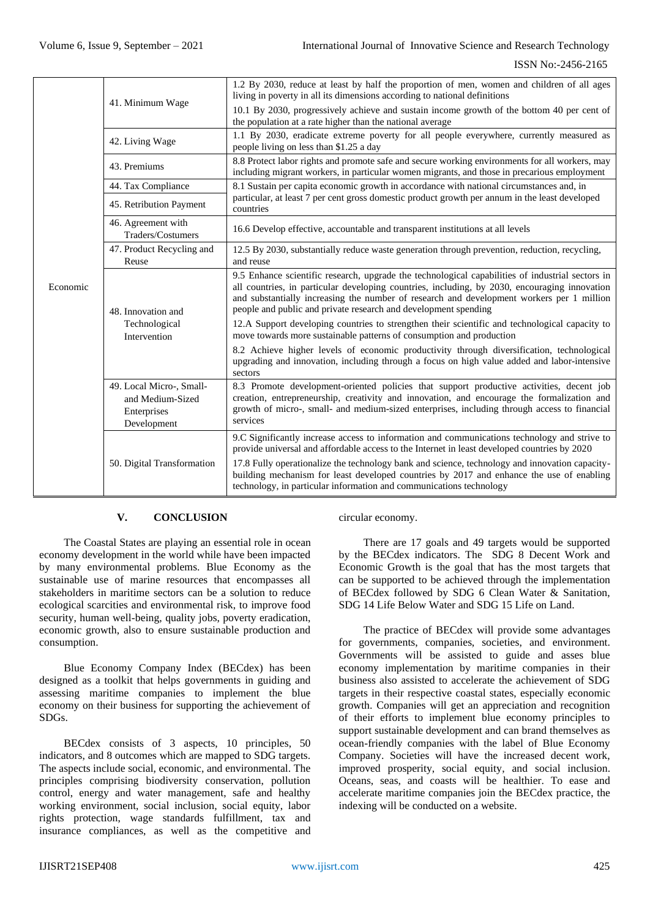| | | |
|---|---|---|
| Economic | 41. Minimum Wage | 1.2 By 2030, reduce at least by half the proportion of men, women and children of all ages living in poverty in all its dimensions according to national definitions<br>10.1 By 2030, progressively achieve and sustain income growth of the bottom 40 per cent of the population at a rate higher than the national average |
| | 42. Living Wage | 1.1 By 2030, eradicate extreme poverty for all people everywhere, currently measured as people living on less than $1.25 a day |
| | 43. Premiums | 8.8 Protect labor rights and promote safe and secure working environments for all workers, may including migrant workers, in particular women migrants, and those in precarious employment |
| | 44. Tax Compliance | 8.1 Sustain per capita economic growth in accordance with national circumstances and, in particular, at least 7 per cent gross domestic product growth per annum in the least developed countries |
| | 45. Retribution Payment | |
| | 46. Agreement with Traders/Costumers | 16.6 Develop effective, accountable and transparent institutions at all levels |
| | 47. Product Recycling and Reuse | 12.5 By 2030, substantially reduce waste generation through prevention, reduction, recycling, and reuse |
| | 48. Innovation and Technological Intervention | 9.5 Enhance scientific research, upgrade the technological capabilities of industrial sectors in all countries, in particular developing countries, including, by 2030, encouraging innovation and substantially increasing the number of research and development workers per 1 million people and public and private research and development spending<br>12.A Support developing countries to strengthen their scientific and technological capacity to move towards more sustainable patterns of consumption and production<br>8.2 Achieve higher levels of economic productivity through diversification, technological upgrading and innovation, including through a focus on high value added and labor-intensive sectors |
| | 49. Local Micro-, Small- and Medium-Sized Enterprises Development | 8.3 Promote development-oriented policies that support productive activities, decent job creation, entrepreneurship, creativity and innovation, and encourage the formalization and growth of micro-, small- and medium-sized enterprises, including through access to financial services |
| | 50. Digital Transformation | 9.C Significantly increase access to information and communications technology and strive to provide universal and affordable access to the Internet in least developed countries by 2020<br>17.8 Fully operationalize the technology bank and science, technology and innovation capacity-building mechanism for least developed countries by 2017 and enhance the use of enabling technology, in particular information and communications technology |

## V. CONCLUSION

The Coastal States are playing an essential role in ocean economy development in the world while have been impacted by many environmental problems. Blue Economy as the sustainable use of marine resources that encompasses all stakeholders in maritime sectors can be a solution to reduce ecological scarcities and environmental risk, to improve food security, human well-being, quality jobs, poverty eradication, economic growth, also to ensure sustainable production and consumption.

Blue Economy Company Index (BECdex) has been designed as a toolkit that helps governments in guiding and assessing maritime companies to implement the blue economy on their business for supporting the achievement of SDGs.

BECdex consists of 3 aspects, 10 principles, 50 indicators, and 8 outcomes which are mapped to SDG targets. The aspects include social, economic, and environmental. The principles comprising biodiversity conservation, pollution control, energy and water management, safe and healthy working environment, social inclusion, social equity, labor rights protection, wage standards fulfillment, tax and insurance compliances, as well as the competitive and circular economy.

There are 17 goals and 49 targets would be supported by the BECdex indicators. The SDG 8 Decent Work and Economic Growth is the goal that has the most targets that can be supported to be achieved through the implementation of BECdex followed by SDG 6 Clean Water & Sanitation, SDG 14 Life Below Water and SDG 15 Life on Land.

The practice of BECdex will provide some advantages for governments, companies, societies, and environment. Governments will be assisted to guide and asses blue economy implementation by maritime companies in their business also assisted to accelerate the achievement of SDG targets in their respective coastal states, especially economic growth. Companies will get an appreciation and recognition of their efforts to implement blue economy principles to support sustainable development and can brand themselves as ocean-friendly companies with the label of Blue Economy Company. Societies will have the increased decent work, improved prosperity, social equity, and social inclusion. Oceans, seas, and coasts will be healthier. To ease and accelerate maritime companies join the BECdex practice, the indexing will be conducted on a website.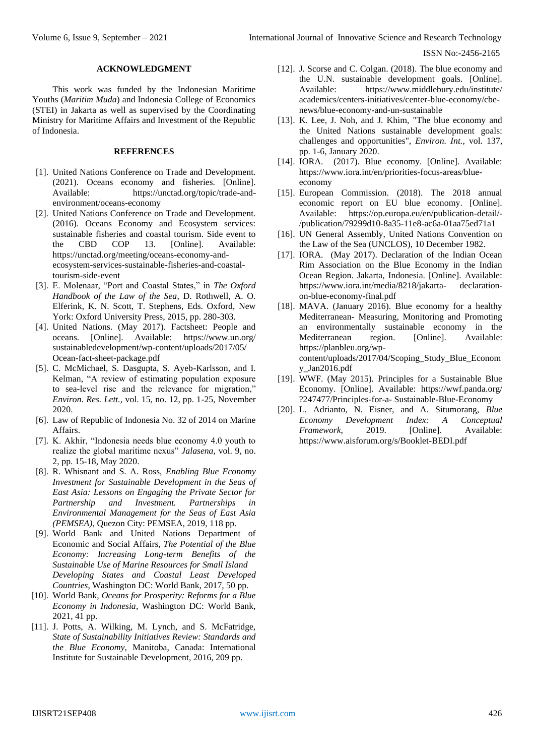## ACKNOWLEDGMENT

This work was funded by the Indonesian Maritime Youths (*Maritim Muda*) and Indonesia College of Economics (STEI) in Jakarta as well as supervised by the Coordinating Ministry for Maritime Affairs and Investment of the Republic of Indonesia.

## REFERENCES

[1]. United Nations Conference on Trade and Development. (2021). Oceans economy and fisheries. [Online]. Available: https://unctad.org/topic/trade-and-environment/oceans-economy

[2]. United Nations Conference on Trade and Development. (2016). Oceans Economy and Ecosystem services: sustainable fisheries and coastal tourism. Side event to the CBD COP 13. [Online]. Available: https://unctad.org/meeting/oceans-economy-and-ecosystem-services-sustainable-fisheries-and-coastal-tourism-side-event

[3]. E. Molenaar, "Port and Coastal States," in *The Oxford Handbook of the Law of the Sea*, D. Rothwell, A. O. Elferink, K. N. Scott, T. Stephens, Eds. Oxford, New York: Oxford University Press, 2015, pp. 280-303.

[4]. United Nations. (May 2017). Factsheet: People and oceans. [Online]. Available: https://www.un.org/sustainabledevelopment/wp-content/uploads/2017/05/Ocean-fact-sheet-package.pdf

[5]. C. McMichael, S. Dasgupta, S. Ayeb-Karlsson, and I. Kelman, "A review of estimating population exposure to sea-level rise and the relevance for migration," *Environ. Res. Lett.*, vol. 15, no. 12, pp. 1-25, November 2020.

[6]. Law of Republic of Indonesia No. 32 of 2014 on Marine Affairs.

[7]. K. Akhir, "Indonesia needs blue economy 4.0 youth to realize the global maritime nexus" *Jalasena*, vol. 9, no. 2, pp. 15-18, May 2020.

[8]. R. Whisnant and S. A. Ross, *Enabling Blue Economy Investment for Sustainable Development in the Seas of East Asia: Lessons on Engaging the Private Sector for Partnership and Investment. Partnerships in Environmental Management for the Seas of East Asia (PEMSEA)*, Quezon City: PEMSEA, 2019, 118 pp.

[9]. World Bank and United Nations Department of Economic and Social Affairs, *The Potential of the Blue Economy: Increasing Long-term Benefits of the Sustainable Use of Marine Resources for Small Island Developing States and Coastal Least Developed Countries*, Washington DC: World Bank, 2017, 50 pp.

[10]. World Bank, *Oceans for Prosperity: Reforms for a Blue Economy in Indonesia*, Washington DC: World Bank, 2021, 41 pp.

[11]. J. Potts, A. Wilking, M. Lynch, and S. McFatridge, *State of Sustainability Initiatives Review: Standards and the Blue Economy*, Manitoba, Canada: International Institute for Sustainable Development, 2016, 209 pp.

[12]. J. Scorse and C. Colgan. (2018). The blue economy and the U.N. sustainable development goals. [Online]. Available: https://www.middlebury.edu/institute/academics/centers-initiatives/center-blue-economy/cbe-news/blue-economy-and-un-sustainable

[13]. K. Lee, J. Noh, and J. Khim, "The blue economy and the United Nations sustainable development goals: challenges and opportunities", *Environ. Int.*, vol. 137, pp. 1-6, January 2020.

[14]. IORA. (2017). Blue economy. [Online]. Available: https://www.iora.int/en/priorities-focus-areas/blue-economy

[15]. European Commission. (2018). The 2018 annual economic report on EU blue economy. [Online]. Available: https://op.europa.eu/en/publication-detail/-/publication/79299d10-8a35-11e8-ac6a-01aa75ed71a1

[16]. UN General Assembly, United Nations Convention on the Law of the Sea (UNCLOS), 10 December 1982.

[17]. IORA. (May 2017). Declaration of the Indian Ocean Rim Association on the Blue Economy in the Indian Ocean Region. Jakarta, Indonesia. [Online]. Available: https://www.iora.int/media/8218/jakarta- declaration-on-blue-economy-final.pdf

[18]. MAVA. (January 2016). Blue economy for a healthy Mediterranean- Measuring, Monitoring and Promoting an environmentally sustainable economy in the Mediterranean region. [Online]. Available: https://planbleu.org/wp-content/uploads/2017/04/Scoping_Study_Blue_Economy_Jan2016.pdf

[19]. WWF. (May 2015). Principles for a Sustainable Blue Economy. [Online]. Available: https://wwf.panda.org/?247477/Principles-for-a- Sustainable-Blue-Economy

[20]. L. Adrianto, N. Eisner, and A. Situmorang, *Blue Economy Development Index: A Conceptual Framework*, 2019. [Online]. Available: https://www.aisforum.org/s/Booklet-BEDI.pdf